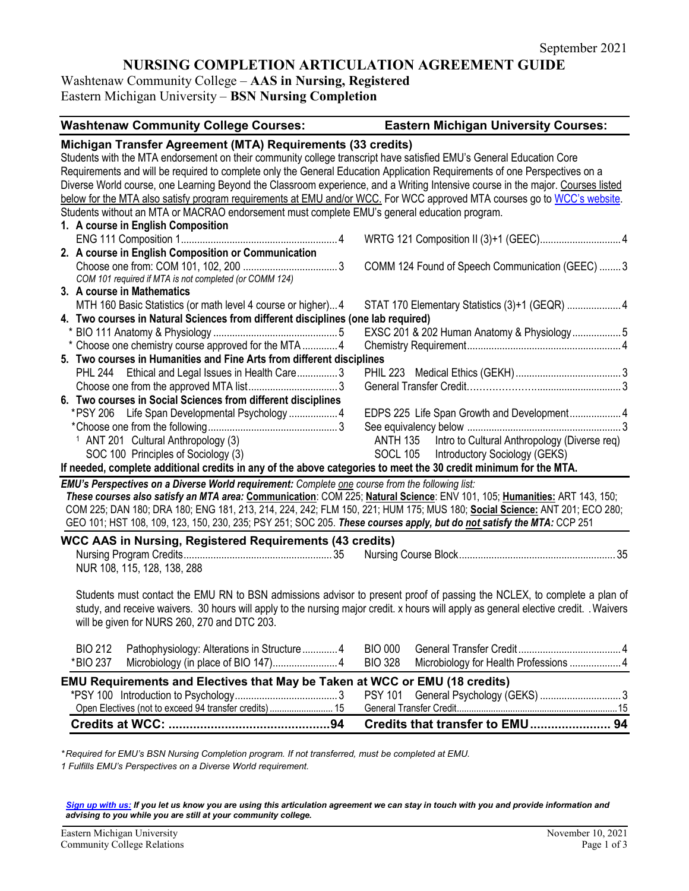September 2021

# NURSING COMPLETION ARTICULATION AGREEMENT GUIDE

Washtenaw Community College – **AAS in Nursing, Registered**
Eastern Michigan University – **BSN Nursing Completion**

| Washtenaw Community College Courses: | Eastern Michigan University Courses: |
|---|---|

## Michigan Transfer Agreement (MTA) Requirements (33 credits)

Students with the MTA endorsement on their community college transcript have satisfied EMU's General Education Core Requirements and will be required to complete only the General Education Application Requirements of one Perspectives on a Diverse World course, one Learning Beyond the Classroom experience, and a Writing Intensive course in the major. Courses listed below for the MTA also satisfy program requirements at EMU and/or WCC. For WCC approved MTA courses go to WCC's website. Students without an MTA or MACRAO endorsement must complete EMU's general education program.

**1. A course in English Composition**

| WCC | EMU |
|---|---|
| ENG 111 Composition 1 ... 4 | WRTG 121 Composition II (3)+1 (GEEC) ... 4 |

**2. A course in English Composition or Communication**

| WCC | EMU |
|---|---|
| Choose one from: COM 101, 102, 200 ... 3 | COMM 124 Found of Speech Communication (GEEC) ... 3 |
| *COM 101 required if MTA is not completed (or COMM 124)* | |

**3. A course in Mathematics**

| WCC | EMU |
|---|---|
| MTH 160 Basic Statistics (or math level 4 course or higher) ... 4 | STAT 170 Elementary Statistics (3)+1 (GEQR) ... 4 |

**4. Two courses in Natural Sciences from different disciplines (one lab required)**

| WCC | EMU |
|---|---|
| * BIO 111 Anatomy & Physiology ... 5 | EXSC 201 & 202 Human Anatomy & Physiology ... 5 |
| * Choose one chemistry course approved for the MTA ... 4 | Chemistry Requirement ... 4 |

**5. Two courses in Humanities and Fine Arts from different disciplines**

| WCC | EMU |
|---|---|
| PHL 244 Ethical and Legal Issues in Health Care ... 3 | PHIL 223 Medical Ethics (GEKH) ... 3 |
| Choose one from the approved MTA list ... 3 | General Transfer Credit ... 3 |

**6. Two courses in Social Sciences from different disciplines**

| WCC | EMU |
|---|---|
| *PSY 206 Life Span Developmental Psychology ... 4 | EDPS 225 Life Span Growth and Development ... 4 |
| *Choose one from the following ... 3 | See equivalency below ... 3 |
| [1] ANT 201 Cultural Anthropology (3) | ANTH 135 Intro to Cultural Anthropology (Diverse req) |
| SOC 100 Principles of Sociology (3) | SOCL 105 Introductory Sociology (GEKS) |

**If needed, complete additional credits in any of the above categories to meet the 30 credit minimum for the MTA.**

***EMU's Perspectives on a Diverse World requirement:*** *Complete one course from the following list:*
***These courses also satisfy an MTA area:*** **Communication**: COM 225; **Natural Science**: ENV 101, 105; **Humanities:** ART 143, 150; COM 225; DAN 180; DRA 180; ENG 181, 213, 214, 224, 242; FLM 150, 221; HUM 175; MUS 180; **Social Science:** ANT 201; ECO 280; GEO 101; HST 108, 109, 123, 150, 230, 235; PSY 251; SOC 205. ***These courses apply, but do not satisfy the MTA:*** CCP 251

## WCC AAS in Nursing, Registered Requirements (43 credits)

| WCC | EMU |
|---|---|
| Nursing Program Credits ... 35 | Nursing Course Block ... 35 |
| NUR 108, 115, 128, 138, 288 | |

Students must contact the EMU RN to BSN admissions advisor to present proof of passing the NCLEX, to complete a plan of study, and receive waivers. 30 hours will apply to the nursing major credit. x hours will apply as general elective credit. .Waivers will be given for NURS 260, 270 and DTC 203.

| WCC | EMU |
|---|---|
| BIO 212 Pathophysiology: Alterations in Structure ... 4 | BIO 000 General Transfer Credit ... 4 |
| *BIO 237 Microbiology (in place of BIO 147) ... 4 | BIO 328 Microbiology for Health Professions ... 4 |

## EMU Requirements and Electives that May be Taken at WCC or EMU (18 credits)

| WCC | EMU |
|---|---|
| *PSY 100 Introduction to Psychology ... 3 | PSY 101 General Psychology (GEKS) ... 3 |
| Open Electives (not to exceed 94 transfer credits) ... 15 | General Transfer Credit ... 15 |
| **Credits at WCC: ... 94** | **Credits that transfer to EMU ... 94** |

*\*Required for EMU's BSN Nursing Completion program. If not transferred, must be completed at EMU.*
*1 Fulfills EMU's Perspectives on a Diverse World requirement.*

***Sign up with us:** If you let us know you are using this articulation agreement we can stay in touch with you and provide information and advising to you while you are still at your community college.*

Eastern Michigan University
Community College Relations

November 10, 2021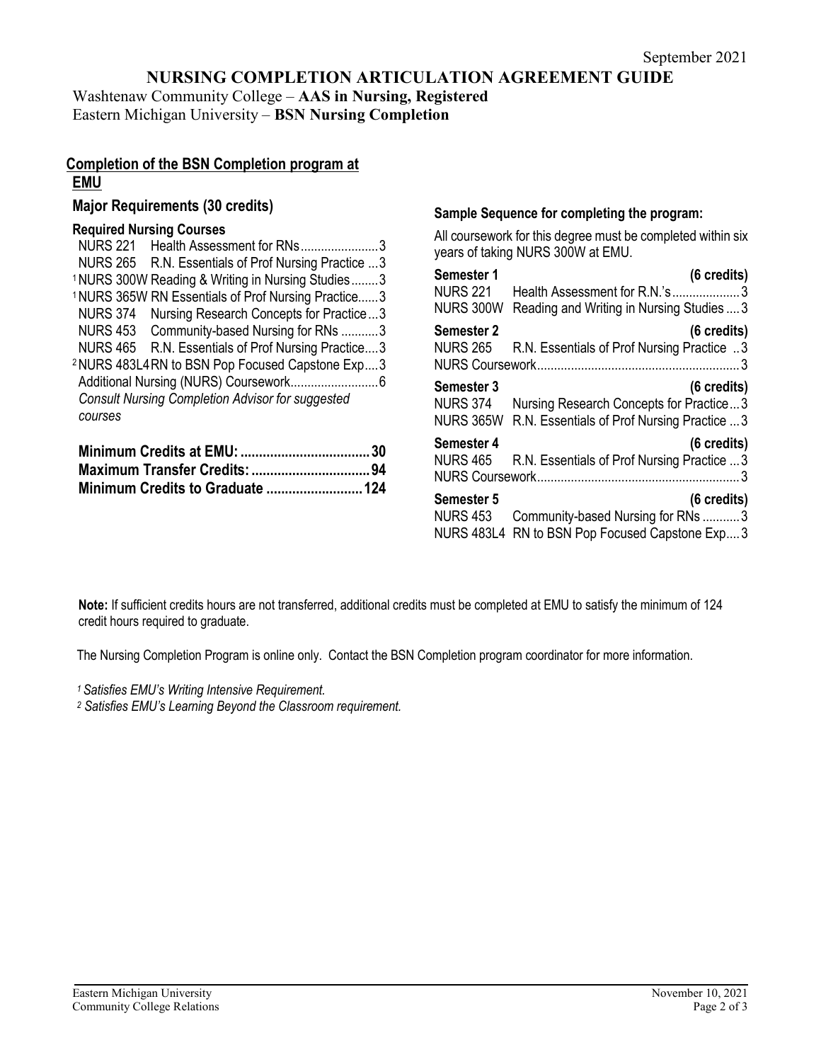September 2021

# NURSING COMPLETION ARTICULATION AGREEMENT GUIDE

Washtenaw Community College – **AAS in Nursing, Registered**
Eastern Michigan University – **BSN Nursing Completion**

## Completion of the BSN Completion program at EMU

### Major Requirements (30 credits)

**Required Nursing Courses**

| Course | Title | Credits |
|---|---|---|
| NURS 221 | Health Assessment for RNs | 3 |
| NURS 265 | R.N. Essentials of Prof Nursing Practice | 3 |
| [1] NURS 300W | Reading & Writing in Nursing Studies | 3 |
| [1] NURS 365W | RN Essentials of Prof Nursing Practice | 3 |
| NURS 374 | Nursing Research Concepts for Practice | 3 |
| NURS 453 | Community-based Nursing for RNs | 3 |
| NURS 465 | R.N. Essentials of Prof Nursing Practice | 3 |
| [2] NURS 483L4 | RN to BSN Pop Focused Capstone Exp | 3 |
| Additional Nursing (NURS) Coursework | | 6 |

*Consult Nursing Completion Advisor for suggested courses*

**Minimum Credits at EMU: 30**
**Maximum Transfer Credits: 94**
**Minimum Credits to Graduate 124**

### Sample Sequence for completing the program:

All coursework for this degree must be completed within six years of taking NURS 300W at EMU.

| Semester | Course | Title | Credits |
|---|---|---|---|
| **Semester 1** | | | **(6 credits)** |
| | NURS 221 | Health Assessment for R.N.'s | 3 |
| | NURS 300W | Reading and Writing in Nursing Studies | 3 |
| **Semester 2** | | | **(6 credits)** |
| | NURS 265 | R.N. Essentials of Prof Nursing Practice | 3 |
| | NURS Coursework | | 3 |
| **Semester 3** | | | **(6 credits)** |
| | NURS 374 | Nursing Research Concepts for Practice | 3 |
| | NURS 365W | R.N. Essentials of Prof Nursing Practice | 3 |
| **Semester 4** | | | **(6 credits)** |
| | NURS 465 | R.N. Essentials of Prof Nursing Practice | 3 |
| | NURS Coursework | | 3 |
| **Semester 5** | | | **(6 credits)** |
| | NURS 453 | Community-based Nursing for RNs | 3 |
| | NURS 483L4 | RN to BSN Pop Focused Capstone Exp | 3 |

**Note:** If sufficient credits hours are not transferred, additional credits must be completed at EMU to satisfy the minimum of 124 credit hours required to graduate.

The Nursing Completion Program is online only. Contact the BSN Completion program coordinator for more information.

*[1] Satisfies EMU's Writing Intensive Requirement.*
*[2] Satisfies EMU's Learning Beyond the Classroom requirement.*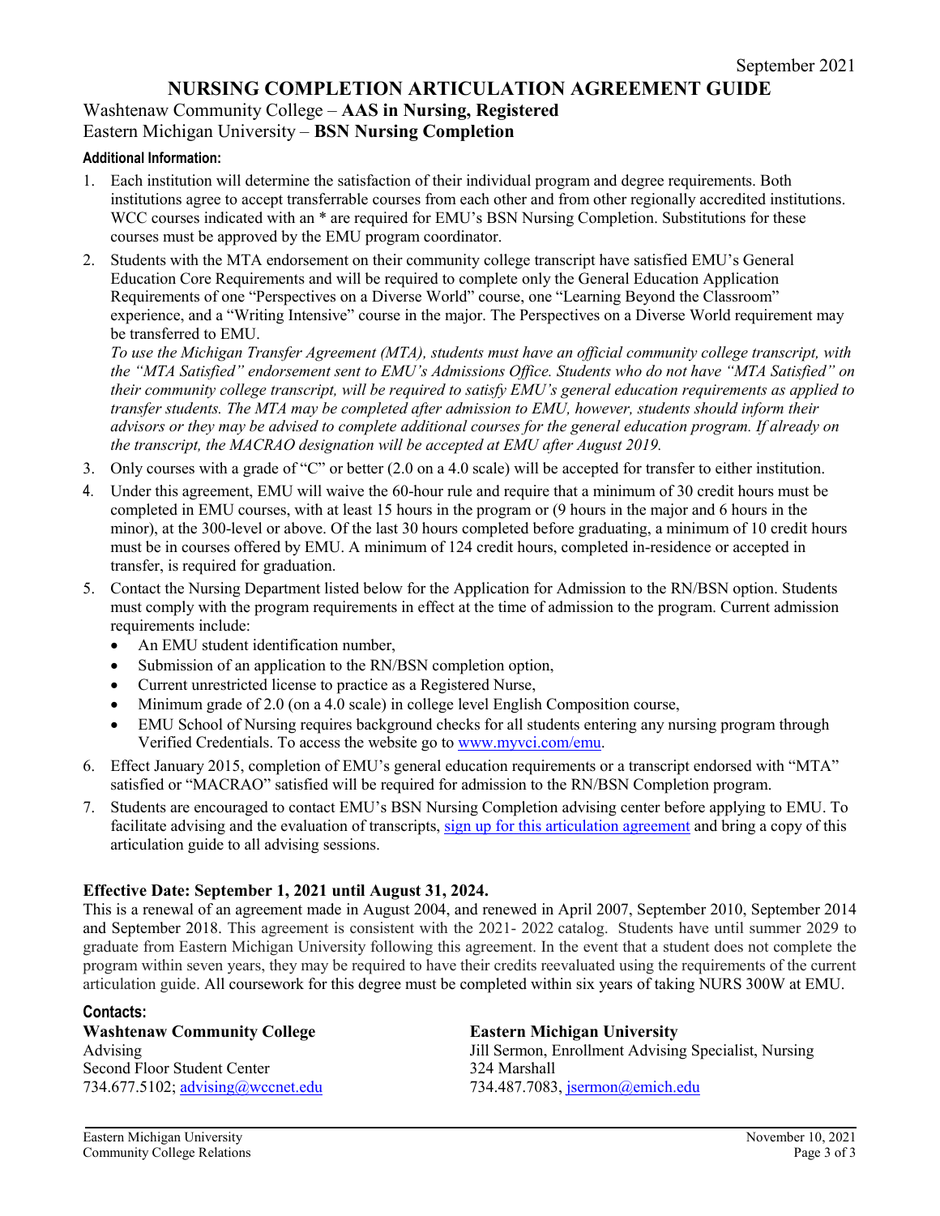September 2021

# NURSING COMPLETION ARTICULATION AGREEMENT GUIDE

Washtenaw Community College – **AAS in Nursing, Registered**
Eastern Michigan University – **BSN Nursing Completion**

**Additional Information:**

1. Each institution will determine the satisfaction of their individual program and degree requirements. Both institutions agree to accept transferrable courses from each other and from other regionally accredited institutions. WCC courses indicated with an * are required for EMU's BSN Nursing Completion. Substitutions for these courses must be approved by the EMU program coordinator.
2. Students with the MTA endorsement on their community college transcript have satisfied EMU's General Education Core Requirements and will be required to complete only the General Education Application Requirements of one "Perspectives on a Diverse World" course, one "Learning Beyond the Classroom" experience, and a "Writing Intensive" course in the major. The Perspectives on a Diverse World requirement may be transferred to EMU.
   *To use the Michigan Transfer Agreement (MTA), students must have an official community college transcript, with the "MTA Satisfied" endorsement sent to EMU's Admissions Office. Students who do not have "MTA Satisfied" on their community college transcript, will be required to satisfy EMU's general education requirements as applied to transfer students. The MTA may be completed after admission to EMU, however, students should inform their advisors or they may be advised to complete additional courses for the general education program. If already on the transcript, the MACRAO designation will be accepted at EMU after August 2019.*
3. Only courses with a grade of "C" or better (2.0 on a 4.0 scale) will be accepted for transfer to either institution.
4. Under this agreement, EMU will waive the 60-hour rule and require that a minimum of 30 credit hours must be completed in EMU courses, with at least 15 hours in the program or (9 hours in the major and 6 hours in the minor), at the 300-level or above. Of the last 30 hours completed before graduating, a minimum of 10 credit hours must be in courses offered by EMU. A minimum of 124 credit hours, completed in-residence or accepted in transfer, is required for graduation.
5. Contact the Nursing Department listed below for the Application for Admission to the RN/BSN option. Students must comply with the program requirements in effect at the time of admission to the program. Current admission requirements include:
   - An EMU student identification number,
   - Submission of an application to the RN/BSN completion option,
   - Current unrestricted license to practice as a Registered Nurse,
   - Minimum grade of 2.0 (on a 4.0 scale) in college level English Composition course,
   - EMU School of Nursing requires background checks for all students entering any nursing program through Verified Credentials. To access the website go to www.myvci.com/emu.
6. Effect January 2015, completion of EMU's general education requirements or a transcript endorsed with "MTA" satisfied or "MACRAO" satisfied will be required for admission to the RN/BSN Completion program.
7. Students are encouraged to contact EMU's BSN Nursing Completion advising center before applying to EMU. To facilitate advising and the evaluation of transcripts, sign up for this articulation agreement and bring a copy of this articulation guide to all advising sessions.

**Effective Date: September 1, 2021 until August 31, 2024.**

This is a renewal of an agreement made in August 2004, and renewed in April 2007, September 2010, September 2014 and September 2018. This agreement is consistent with the 2021- 2022 catalog. Students have until summer 2029 to graduate from Eastern Michigan University following this agreement. In the event that a student does not complete the program within seven years, they may be required to have their credits reevaluated using the requirements of the current articulation guide. All coursework for this degree must be completed within six years of taking NURS 300W at EMU.

**Contacts:**

**Washtenaw Community College**
Advising
Second Floor Student Center
734.677.5102; advising@wccnet.edu

**Eastern Michigan University**
Jill Sermon, Enrollment Advising Specialist, Nursing
324 Marshall
734.487.7083, jsermon@emich.edu